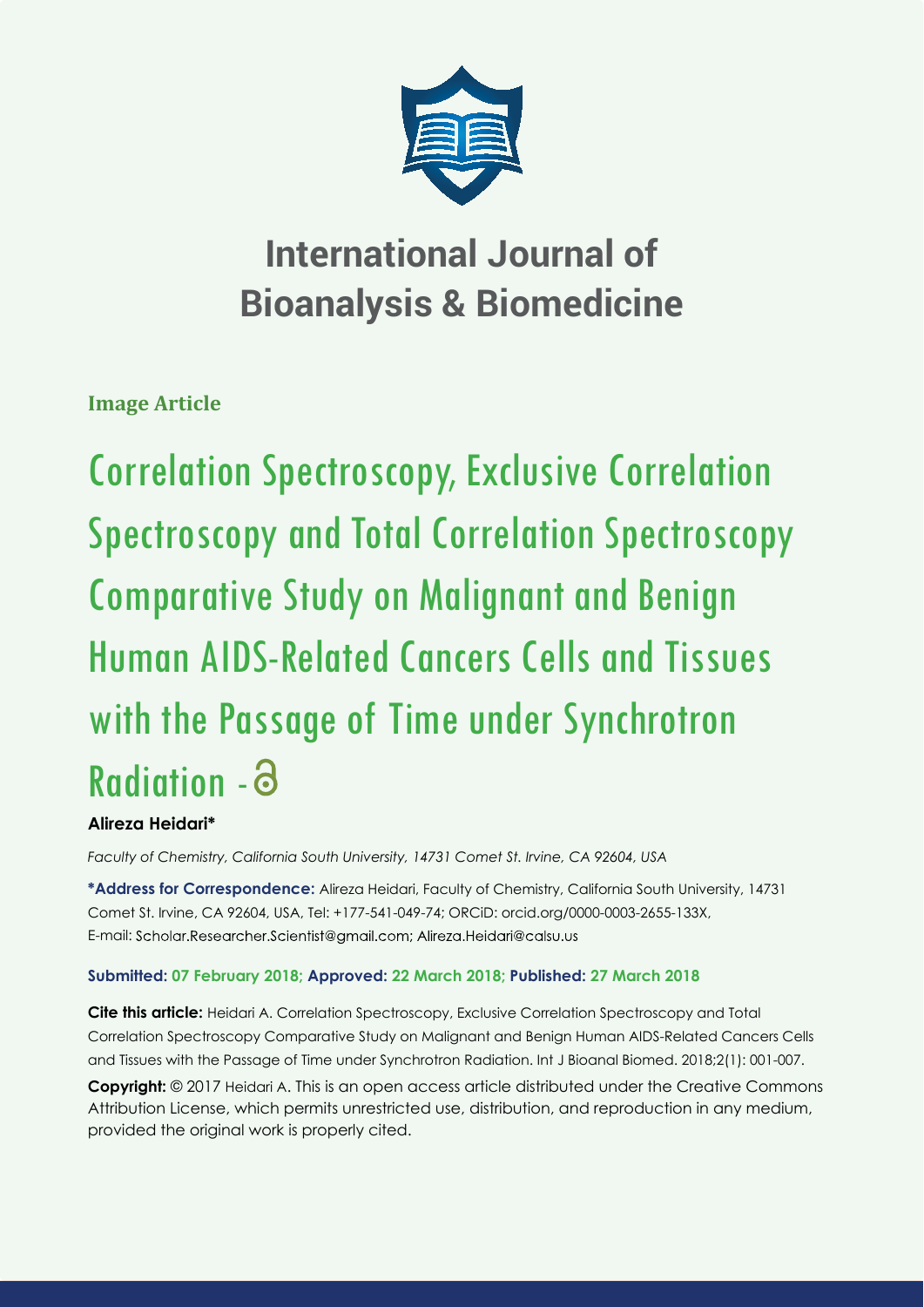# International Journal of Bioanalysis & Biomedicine

**Image Article**

# Correlation Spectroscopy, Exclusive Correlation Spectroscopy and Total Correlation Spectroscopy Comparative Study on Malignant and Benign Human AIDS-Related Cancers Cells and Tissues with the Passage of Time under Synchrotron Radiation

**Alireza Heidari***

*Faculty of Chemistry, California South University, 14731 Comet St. Irvine, CA 92604, USA*

**\*Address for Correspondence:** Alireza Heidari, Faculty of Chemistry, California South University, 14731 Comet St. Irvine, CA 92604, USA, Tel: +177-541-049-74; ORCiD: orcid.org/0000-0003-2655-133X, E-mail: Scholar.Researcher.Scientist@gmail.com; Alireza.Heidari@calsu.us

**Submitted: 07 February 2018; Approved: 22 March 2018; Published: 27 March 2018**

**Cite this article:** Heidari A. Correlation Spectroscopy, Exclusive Correlation Spectroscopy and Total Correlation Spectroscopy Comparative Study on Malignant and Benign Human AIDS-Related Cancers Cells and Tissues with the Passage of Time under Synchrotron Radiation. Int J Bioanal Biomed. 2018;2(1): 001-007.

**Copyright:** © 2017 Heidari A. This is an open access article distributed under the Creative Commons Attribution License, which permits unrestricted use, distribution, and reproduction in any medium, provided the original work is properly cited.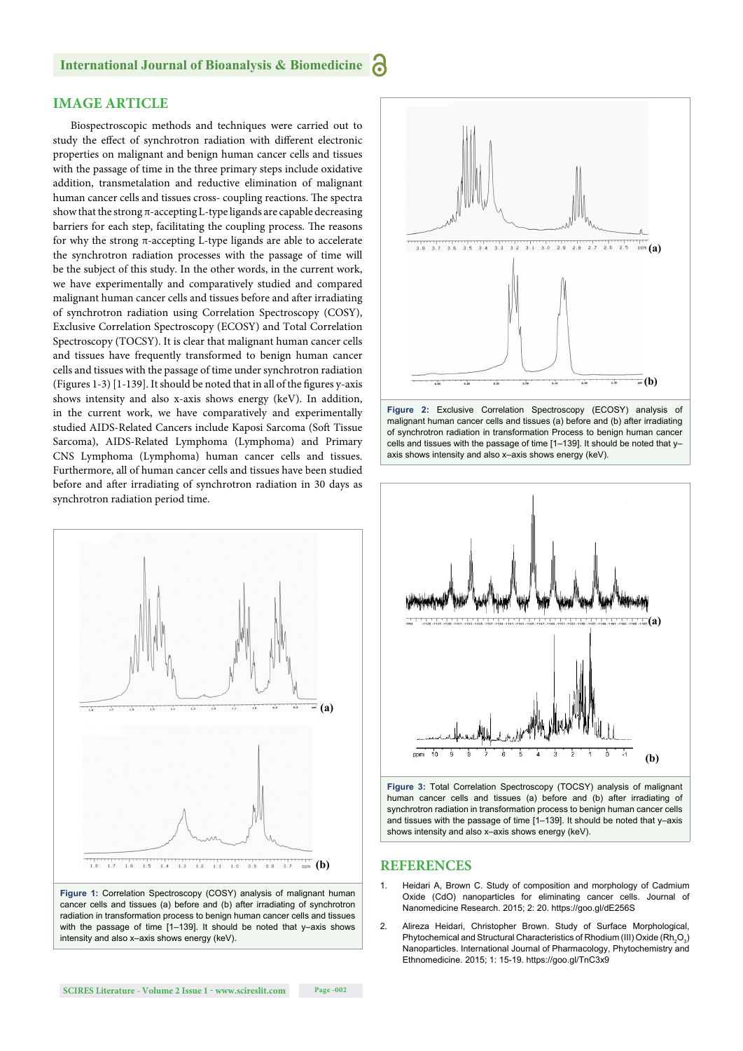## IMAGE ARTICLE

Biospectroscopic methods and techniques were carried out to study the effect of synchrotron radiation with different electronic properties on malignant and benign human cancer cells and tissues with the passage of time in the three primary steps include oxidative addition, transmetalation and reductive elimination of malignant human cancer cells and tissues cross- coupling reactions. The spectra show that the strong π-accepting L-type ligands are capable decreasing barriers for each step, facilitating the coupling process. The reasons for why the strong π-accepting L-type ligands are able to accelerate the synchrotron radiation processes with the passage of time will be the subject of this study. In the other words, in the current work, we have experimentally and comparatively studied and compared malignant human cancer cells and tissues before and after irradiating of synchrotron radiation using Correlation Spectroscopy (COSY), Exclusive Correlation Spectroscopy (ECOSY) and Total Correlation Spectroscopy (TOCSY). It is clear that malignant human cancer cells and tissues have frequently transformed to benign human cancer cells and tissues with the passage of time under synchrotron radiation (Figures 1-3) [1-139]. It should be noted that in all of the figures y-axis shows intensity and also x-axis shows energy (keV). In addition, in the current work, we have comparatively and experimentally studied AIDS-Related Cancers include Kaposi Sarcoma (Soft Tissue Sarcoma), AIDS-Related Lymphoma (Lymphoma) and Primary CNS Lymphoma (Lymphoma) human cancer cells and tissues. Furthermore, all of human cancer cells and tissues have been studied before and after irradiating of synchrotron radiation in 30 days as synchrotron radiation period time.

**Figure 1:** Correlation Spectroscopy (COSY) analysis of malignant human cancer cells and tissues (a) before and (b) after irradiating of synchrotron radiation in transformation process to benign human cancer cells and tissues with the passage of time [1–139]. It should be noted that y–axis shows intensity and also x–axis shows energy (keV).

**Figure 2:** Exclusive Correlation Spectroscopy (ECOSY) analysis of malignant human cancer cells and tissues (a) before and (b) after irradiating of synchrotron radiation in transformation Process to benign human cancer cells and tissues with the passage of time [1–139]. It should be noted that y–axis shows intensity and also x–axis shows energy (keV).

**Figure 3:** Total Correlation Spectroscopy (TOCSY) analysis of malignant human cancer cells and tissues (a) before and (b) after irradiating of synchrotron radiation in transformation process to benign human cancer cells and tissues with the passage of time [1–139]. It should be noted that y–axis shows intensity and also x–axis shows energy (keV).

## REFERENCES

1. Heidari A, Brown C. Study of composition and morphology of Cadmium Oxide (CdO) nanoparticles for eliminating cancer cells. Journal of Nanomedicine Research. 2015; 2: 20. https://goo.gl/dE256S

2. Alireza Heidari, Christopher Brown. Study of Surface Morphological, Phytochemical and Structural Characteristics of Rhodium (III) Oxide ($Rh_2O_3$) Nanoparticles. International Journal of Pharmacology, Phytochemistry and Ethnomedicine. 2015; 1: 15-19. https://goo.gl/TnC3x9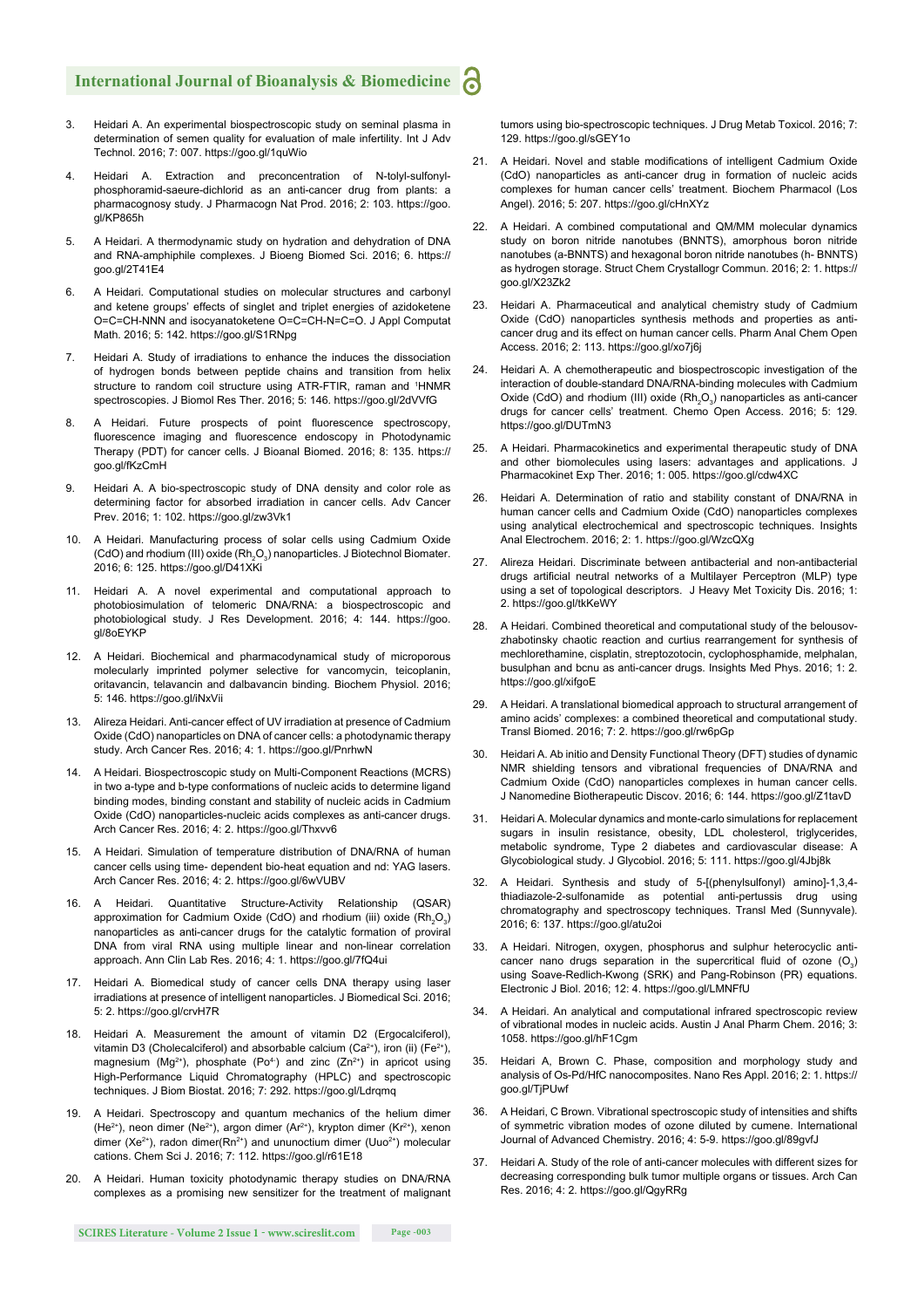3. Heidari A. An experimental biospectroscopic study on seminal plasma in determination of semen quality for evaluation of male infertility. Int J Adv Technol. 2016; 7: 007. https://goo.gl/1quWio

4. Heidari A. Extraction and preconcentration of N-tolyl-sulfonyl-phosphoramid-saeure-dichlorid as an anti-cancer drug from plants: a pharmacognosy study. J Pharmacogn Nat Prod. 2016; 2: 103. https://goo.gl/KP865h

5. A Heidari. A thermodynamic study on hydration and dehydration of DNA and RNA-amphiphile complexes. J Bioeng Biomed Sci. 2016; 6. https://goo.gl/2T41E4

6. A Heidari. Computational studies on molecular structures and carbonyl and ketene groups' effects of singlet and triplet energies of azidoketene O=C=CH-NNN and isocyanatoketene O=C=CH-N=C=O. J Appl Computat Math. 2016; 5: 142. https://goo.gl/S1RNpg

7. Heidari A. Study of irradiations to enhance the induces the dissociation of hydrogen bonds between peptide chains and transition from helix structure to random coil structure using ATR-FTIR, raman and $^1$HNMR spectroscopies. J Biomol Res Ther. 2016; 5: 146. https://goo.gl/2dVVfG

8. A Heidari. Future prospects of point fluorescence spectroscopy, fluorescence imaging and fluorescence endoscopy in Photodynamic Therapy (PDT) for cancer cells. J Bioanal Biomed. 2016; 8: 135. https://goo.gl/fKzCmH

9. Heidari A. A bio-spectroscopic study of DNA density and color role as determining factor for absorbed irradiation in cancer cells. Adv Cancer Prev. 2016; 1: 102. https://goo.gl/zw3Vk1

10. A Heidari. Manufacturing process of solar cells using Cadmium Oxide (CdO) and rhodium (III) oxide ($Rh_2O_3$) nanoparticles. J Biotechnol Biomater. 2016; 6: 125. https://goo.gl/D41XKi

11. Heidari A. A novel experimental and computational approach to photobiosimulation of telomeric DNA/RNA: a biospectroscopic and photobiological study. J Res Development. 2016; 4: 144. https://goo.gl/8oEYKP

12. A Heidari. Biochemical and pharmacodynamical study of microporous molecularly imprinted polymer selective for vancomycin, teicoplanin, oritavancin, telavancin and dalbavancin binding. Biochem Physiol. 2016; 5: 146. https://goo.gl/iNxVii

13. Alireza Heidari. Anti-cancer effect of UV irradiation at presence of Cadmium Oxide (CdO) nanoparticles on DNA of cancer cells: a photodynamic therapy study. Arch Cancer Res. 2016; 4: 1. https://goo.gl/PnrhwN

14. A Heidari. Biospectroscopic study on Multi-Component Reactions (MCRS) in two a-type and b-type conformations of nucleic acids to determine ligand binding modes, binding constant and stability of nucleic acids in Cadmium Oxide (CdO) nanoparticles-nucleic acids complexes as anti-cancer drugs. Arch Cancer Res. 2016; 4: 2. https://goo.gl/Thxvv6

15. A Heidari. Simulation of temperature distribution of DNA/RNA of human cancer cells using time- dependent bio-heat equation and nd: YAG lasers. Arch Cancer Res. 2016; 4: 2. https://goo.gl/6wVUBV

16. A Heidari. Quantitative Structure-Activity Relationship (QSAR) approximation for Cadmium Oxide (CdO) and rhodium (iii) oxide ($Rh_2O_3$) nanoparticles as anti-cancer drugs for the catalytic formation of proviral DNA from viral RNA using multiple linear and non-linear correlation approach. Ann Clin Lab Res. 2016; 4: 1. https://goo.gl/7fQ4ui

17. Heidari A. Biomedical study of cancer cells DNA therapy using laser irradiations at presence of intelligent nanoparticles. J Biomedical Sci. 2016; 5: 2. https://goo.gl/crvH7R

18. Heidari A. Measurement the amount of vitamin D2 (Ergocalciferol), vitamin D3 (Cholecalciferol) and absorbable calcium ($Ca^{2+}$), iron (ii) ($Fe^{2+}$), magnesium ($Mg^{2+}$), phosphate ($Po^{4-}$) and zinc ($Zn^{2+}$) in apricot using High-Performance Liquid Chromatography (HPLC) and spectroscopic techniques. J Biom Biostat. 2016; 7: 292. https://goo.gl/Ldrqmq

19. A Heidari. Spectroscopy and quantum mechanics of the helium dimer ($He^{2+}$), neon dimer ($Ne^{2+}$), argon dimer ($Ar^{2+}$), krypton dimer ($Kr^{2+}$), xenon dimer ($Xe^{2+}$), radon dimer($Rn^{2+}$) and ununoctium dimer ($Uuo^{2+}$) molecular cations. Chem Sci J. 2016; 7: 112. https://goo.gl/r61E18

20. A Heidari. Human toxicity photodynamic therapy studies on DNA/RNA complexes as a promising new sensitizer for the treatment of malignant tumors using bio-spectroscopic techniques. J Drug Metab Toxicol. 2016; 7: 129. https://goo.gl/sGEY1o

21. A Heidari. Novel and stable modifications of intelligent Cadmium Oxide (CdO) nanoparticles as anti-cancer drug in formation of nucleic acids complexes for human cancer cells' treatment. Biochem Pharmacol (Los Angel). 2016; 5: 207. https://goo.gl/cHnXYz

22. A Heidari. A combined computational and QM/MM molecular dynamics study on boron nitride nanotubes (BNNTS), amorphous boron nitride nanotubes (a-BNNTS) and hexagonal boron nitride nanotubes (h- BNNTS) as hydrogen storage. Struct Chem Crystallogr Commun. 2016; 2: 1. https://goo.gl/X23Zk2

23. Heidari A. Pharmaceutical and analytical chemistry study of Cadmium Oxide (CdO) nanoparticles synthesis methods and properties as anti-cancer drug and its effect on human cancer cells. Pharm Anal Chem Open Access. 2016; 2: 113. https://goo.gl/xo7j6j

24. Heidari A. A chemotherapeutic and biospectroscopic investigation of the interaction of double-standard DNA/RNA-binding molecules with Cadmium Oxide (CdO) and rhodium (III) oxide ($Rh_2O_3$) nanoparticles as anti-cancer drugs for cancer cells' treatment. Chemo Open Access. 2016; 5: 129. https://goo.gl/DUTmN3

25. A Heidari. Pharmacokinetics and experimental therapeutic study of DNA and other biomolecules using lasers: advantages and applications. J Pharmacokinet Exp Ther. 2016; 1: 005. https://goo.gl/cdw4XC

26. A Heidari. Determination of ratio and stability constant of DNA/RNA in human cancer cells and Cadmium Oxide (CdO) nanoparticles complexes using analytical electrochemical and spectroscopic techniques. Insights Anal Electrochem. 2016; 2: 1. https://goo.gl/WzcQXg

27. Alireza Heidari. Discriminate between antibacterial and non-antibacterial drugs artificial neutral networks of a Multilayer Perceptron (MLP) type using a set of topological descriptors. J Heavy Met Toxicity Dis. 2016; 1: 2. https://goo.gl/tkKeWY

28. A Heidari. Combined theoretical and computational study of the belousov-zhabotinsky chaotic reaction and curtius rearrangement for synthesis of mechlorethamine, cisplatin, streptozotocin, cyclophosphamide, melphalan, busulphan and bcnu as anti-cancer drugs. Insights Med Phys. 2016; 1: 2. https://goo.gl/xifgoE

29. A Heidari. A translational biomedical approach to structural arrangement of amino acids' complexes: a combined theoretical and computational study. Transl Biomed. 2016; 7: 2. https://goo.gl/rw6pGp

30. Heidari A. Ab initio and Density Functional Theory (DFT) studies of dynamic NMR shielding tensors and vibrational frequencies of DNA/RNA and Cadmium Oxide (CdO) nanoparticles complexes in human cancer cells. J Nanomedine Biotherapeutic Discov. 2016; 6: 144. https://goo.gl/Z1tavD

31. Heidari A. Molecular dynamics and monte-carlo simulations for replacement sugars in insulin resistance, obesity, LDL cholesterol, triglycerides, metabolic syndrome, Type 2 diabetes and cardiovascular disease: A Glycobiological study. J Glycobiol. 2016; 5: 111. https://goo.gl/4Jbj8k

32. A Heidari. Synthesis and study of 5-[(phenylsulfonyl) amino]-1,3,4-thiadiazole-2-sulfonamide as potential anti-pertussis drug using chromatography and spectroscopy techniques. Transl Med (Sunnyvale). 2016; 6: 137. https://goo.gl/atu2oi

33. A Heidari. Nitrogen, oxygen, phosphorus and sulphur heterocyclic anti-cancer nano drugs separation in the supercritical fluid of ozone ($O_3$) using Soave-Redlich-Kwong (SRK) and Pang-Robinson (PR) equations. Electronic J Biol. 2016; 12: 4. https://goo.gl/LMNFfU

34. A Heidari. An analytical and computational infrared spectroscopic review of vibrational modes in nucleic acids. Austin J Anal Pharm Chem. 2016; 3: 1058. https://goo.gl/hF1Cgm

35. Heidari A, Brown C. Phase, composition and morphology study and analysis of Os-Pd/HfC nanocomposites. Nano Res Appl. 2016; 2: 1. https://goo.gl/TjPUwf

36. A Heidari, C Brown. Vibrational spectroscopic study of intensities and shifts of symmetric vibration modes of ozone diluted by cumene. International Journal of Advanced Chemistry. 2016; 4: 5-9. https://goo.gl/89gvfJ

37. Heidari A. Study of the role of anti-cancer molecules with different sizes for decreasing corresponding bulk tumor multiple organs or tissues. Arch Can Res. 2016; 4: 2. https://goo.gl/QgyRRg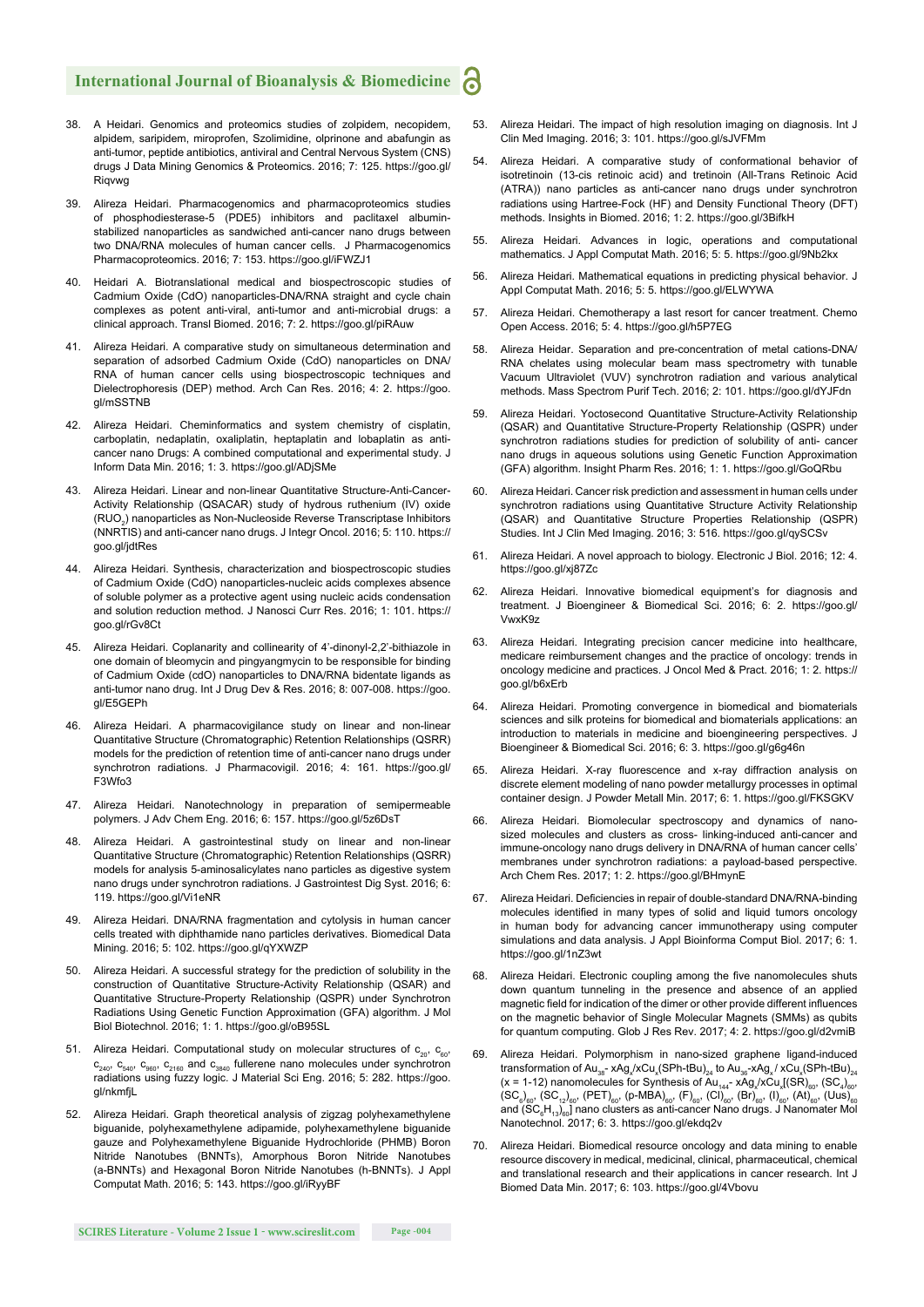38. A Heidari. Genomics and proteomics studies of zolpidem, necopidem, alpidem, saripidem, miroprofen, Szolimidine, olprinone and abafungin as anti-tumor, peptide antibiotics, antiviral and Central Nervous System (CNS) drugs J Data Mining Genomics & Proteomics. 2016; 7: 125. https://goo.gl/Riqvwg

39. Alireza Heidari. Pharmacogenomics and pharmacoproteomics studies of phosphodiesterase-5 (PDE5) inhibitors and paclitaxel albumin-stabilized nanoparticles as sandwiched anti-cancer nano drugs between two DNA/RNA molecules of human cancer cells. J Pharmacogenomics Pharmacoproteomics. 2016; 7: 153. https://goo.gl/iFWZJ1

40. Heidari A. Biotranslational medical and biospectroscopic studies of Cadmium Oxide (CdO) nanoparticles-DNA/RNA straight and cycle chain complexes as potent anti-viral, anti-tumor and anti-microbial drugs: a clinical approach. Transl Biomed. 2016; 7: 2. https://goo.gl/piRAuw

41. Alireza Heidari. A comparative study on simultaneous determination and separation of adsorbed Cadmium Oxide (CdO) nanoparticles on DNA/RNA of human cancer cells using biospectroscopic techniques and Dielectrophoresis (DEP) method. Arch Can Res. 2016; 4: 2. https://goo.gl/mSSTNB

42. Alireza Heidari. Cheminformatics and system chemistry of cisplatin, carboplatin, nedaplatin, oxaliplatin, heptaplatin and lobaplatin as anti-cancer nano Drugs: A combined computational and experimental study. J Inform Data Min. 2016; 1: 3. https://goo.gl/ADjSMe

43. Alireza Heidari. Linear and non-linear Quantitative Structure-Anti-Cancer-Activity Relationship (QSACAR) study of hydrous ruthenium (IV) oxide ($RuO_2$) nanoparticles as Non-Nucleoside Reverse Transcriptase Inhibitors (NNRTIS) and anti-cancer nano drugs. J Integr Oncol. 2016; 5: 110. https://goo.gl/jdtRes

44. Alireza Heidari. Synthesis, characterization and biospectroscopic studies of Cadmium Oxide (CdO) nanoparticles-nucleic acids complexes absence of soluble polymer as a protective agent using nucleic acids condensation and solution reduction method. J Nanosci Curr Res. 2016; 1: 101. https://goo.gl/rGv8Ct

45. Alireza Heidari. Coplanarity and collinearity of 4'-dinonyl-2,2'-bithiazole in one domain of bleomycin and pingyangmycin to be responsible for binding of Cadmium Oxide (cdO) nanoparticles to DNA/RNA bidentate ligands as anti-tumor nano drug. Int J Drug Dev & Res. 2016; 8: 007-008. https://goo.gl/E5GEPh

46. Alireza Heidari. A pharmacovigilance study on linear and non-linear Quantitative Structure (Chromatographic) Retention Relationships (QSRR) models for the prediction of retention time of anti-cancer nano drugs under synchrotron radiations. J Pharmacovigil. 2016; 4: 161. https://goo.gl/F3Wfo3

47. Alireza Heidari. Nanotechnology in preparation of semipermeable polymers. J Adv Chem Eng. 2016; 6: 157. https://goo.gl/5z6DsT

48. Alireza Heidari. A gastrointestinal study on linear and non-linear Quantitative Structure (Chromatographic) Retention Relationships (QSRR) models for analysis 5-aminosalicylates nano particles as digestive system nano drugs under synchrotron radiations. J Gastrointest Dig Syst. 2016; 6: 119. https://goo.gl/Vi1eNR

49. Alireza Heidari. DNA/RNA fragmentation and cytolysis in human cancer cells treated with diphthamide nano particles derivatives. Biomedical Data Mining. 2016; 5: 102. https://goo.gl/qYXWZP

50. Alireza Heidari. A successful strategy for the prediction of solubility in the construction of Quantitative Structure-Activity Relationship (QSAR) and Quantitative Structure-Property Relationship (QSPR) under Synchrotron Radiations Using Genetic Function Approximation (GFA) algorithm. J Mol Biol Biotechnol. 2016; 1: 1. https://goo.gl/oB95SL

51. Alireza Heidari. Computational study on molecular structures of $c_{20}$, $c_{60}$, $c_{240}$, $c_{540}$, $c_{960}$, $c_{2160}$ and $c_{3840}$ fullerene nano molecules under synchrotron radiations using fuzzy logic. J Material Sci Eng. 2016; 5: 282. https://goo.gl/nkmfjL

52. Alireza Heidari. Graph theoretical analysis of zigzag polyhexamethylene biguanide, polyhexamethylene adipamide, polyhexamethylene biguanide gauze and Polyhexamethylene Biguanide Hydrochloride (PHMB) Boron Nitride Nanotubes (BNNTs), Amorphous Boron Nitride Nanotubes (a-BNNTs) and Hexagonal Boron Nitride Nanotubes (h-BNNTs). J Appl Computat Math. 2016; 5: 143. https://goo.gl/iRyyBF

53. Alireza Heidari. The impact of high resolution imaging on diagnosis. Int J Clin Med Imaging. 2016; 3: 101. https://goo.gl/sJVFMm

54. Alireza Heidari. A comparative study of conformational behavior of isotretinoin (13-cis retinoic acid) and tretinoin (All-Trans Retinoic Acid (ATRA)) nano particles as anti-cancer nano drugs under synchrotron radiations using Hartree-Fock (HF) and Density Functional Theory (DFT) methods. Insights in Biomed. 2016; 1: 2. https://goo.gl/3BifkH

55. Alireza Heidari. Advances in logic, operations and computational mathematics. J Appl Computat Math. 2016; 5: 5. https://goo.gl/9Nb2kx

56. Alireza Heidari. Mathematical equations in predicting physical behavior. J Appl Computat Math. 2016; 5: 5. https://goo.gl/ELWYWA

57. Alireza Heidari. Chemotherapy a last resort for cancer treatment. Chemo Open Access. 2016; 5: 4. https://goo.gl/h5P7EG

58. Alireza Heidar. Separation and pre-concentration of metal cations-DNA/RNA chelates using molecular beam mass spectrometry with tunable Vacuum Ultraviolet (VUV) synchrotron radiation and various analytical methods. Mass Spectrom Purif Tech. 2016; 2: 101. https://goo.gl/dYJFdn

59. Alireza Heidari. Yoctosecond Quantitative Structure-Activity Relationship (QSAR) and Quantitative Structure-Property Relationship (QSPR) under synchrotron radiations studies for prediction of solubility of anti- cancer nano drugs in aqueous solutions using Genetic Function Approximation (GFA) algorithm. Insight Pharm Res. 2016; 1: 1. https://goo.gl/GoQRbu

60. Alireza Heidari. Cancer risk prediction and assessment in human cells under synchrotron radiations using Quantitative Structure Activity Relationship (QSAR) and Quantitative Structure Properties Relationship (QSPR) Studies. Int J Clin Med Imaging. 2016; 3: 516. https://goo.gl/qySCSv

61. Alireza Heidari. A novel approach to biology. Electronic J Biol. 2016; 12: 4. https://goo.gl/xj87Zc

62. Alireza Heidari. Innovative biomedical equipment's for diagnosis and treatment. J Bioengineer & Biomedical Sci. 2016; 6: 2. https://goo.gl/VwxK9z

63. Alireza Heidari. Integrating precision cancer medicine into healthcare, medicare reimbursement changes and the practice of oncology: trends in oncology medicine and practices. J Oncol Med & Pract. 2016; 1: 2. https://goo.gl/b6xErb

64. Alireza Heidari. Promoting convergence in biomedical and biomaterials sciences and silk proteins for biomedical and biomaterials applications: an introduction to materials in medicine and bioengineering perspectives. J Bioengineer & Biomedical Sci. 2016; 6: 3. https://goo.gl/g6g46n

65. Alireza Heidari. X-ray fluorescence and x-ray diffraction analysis on discrete element modeling of nano powder metallurgy processes in optimal container design. J Powder Metall Min. 2017; 6: 1. https://goo.gl/FKSGKV

66. Alireza Heidari. Biomolecular spectroscopy and dynamics of nano-sized molecules and clusters as cross- linking-induced anti-cancer and immune-oncology nano drugs delivery in DNA/RNA of human cancer cells' membranes under synchrotron radiations: a payload-based perspective. Arch Chem Res. 2017; 1: 2. https://goo.gl/BHmynE

67. Alireza Heidari. Deficiencies in repair of double-standard DNA/RNA-binding molecules identified in many types of solid and liquid tumors oncology in human body for advancing cancer immunotherapy using computer simulations and data analysis. J Appl Bioinforma Comput Biol. 2017; 6: 1. https://goo.gl/1nZ3wt

68. Alireza Heidari. Electronic coupling among the five nanomolecules shuts down quantum tunneling in the presence and absence of an applied magnetic field for indication of the dimer or other provide different influences on the magnetic behavior of Single Molecular Magnets (SMMs) as qubits for quantum computing. Glob J Res Rev. 2017; 4: 2. https://goo.gl/d2vmiB

69. Alireza Heidari. Polymorphism in nano-sized graphene ligand-induced transformation of $Au_{38}$- $xAg_x/xCu_x(SPh\text{-}tBu)_{24}$ to $Au_{36}$-$xAg_x$ / $xCu_x(SPh\text{-}tBu)_{24}$ ($x$ = 1-12) nanomolecules for Synthesis of $Au_{144}$- $xAg_x/xCu_x[(SR)_{60}$, $(SC_4)_{60}$, $(SC_6)_{60}$, $(SC_{12})_{60}$, $(PET)_{60}$, $(p\text{-}MBA)_{60}$, $(F)_{60}$, $(Cl)_{60}$, $(Br)_{60}$, $(I)_{60}$, $(At)_{60}$, $(Uus)_{60}$ and $(SC_6H_{13})_{60}]$ nano clusters as anti-cancer Nano drugs. J Nanomater Mol Nanotechnol. 2017; 6: 3. https://goo.gl/ekdq2v

70. Alireza Heidari. Biomedical resource oncology and data mining to enable resource discovery in medical, medicinal, clinical, pharmaceutical, chemical and translational research and their applications in cancer research. Int J Biomed Data Min. 2017; 6: 103. https://goo.gl/4Vbovu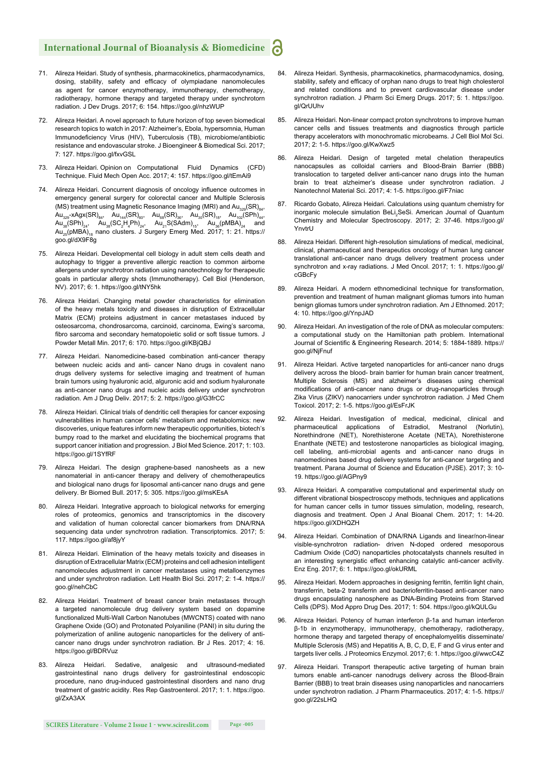71. Alireza Heidari. Study of synthesis, pharmacokinetics, pharmacodynamics, dosing, stability, safety and efficacy of olympiadane nanomolecules as agent for cancer enzymotherapy, immunotherapy, chemotherapy, radiotherapy, hormone therapy and targeted therapy under synchrotorn radiation. J Dev Drugs. 2017; 6: 154. https://goo.gl/nhzWUP

72. Alireza Heidari. A novel approach to future horizon of top seven biomedical research topics to watch in 2017: Alzheimer's, Ebola, hypersomnia, Human Immunodeficiency Virus (HIV), Tuberculosis (TB), microbiome/antibiotic resistance and endovascular stroke. J Bioengineer & Biomedical Sci. 2017; 7: 127. https://goo.gl/fxvGSL

73. Alireza Heidari. Opinion on Computational Fluid Dynamics (CFD) Technique. Fluid Mech Open Acc. 2017; 4: 157. https://goo.gl/tEmAi9

74. Alireza Heidari. Concurrent diagnosis of oncology influence outcomes in emergency general surgery for colorectal cancer and Multiple Sclerosis (MS) treatment using Magnetic Resonance Imaging (MRI) and $Au_{329}(SR)_{84}$, $Au_{329}$-$xAgx(SR)_{84}$, $Au_{144}(SR)_{60}$, $Au_{68}(SR)_{36}$, $Au_{30}(SR)_{18}$, $Au_{102}(SPh)_{44}$, $Au_{38}(SPh)_{24}$, $Au_{38}(SC_2H_4Ph)_{24}$, $Au_{21}S(SAdm)_{15}$, $Au_{36}(pMBA)_{24}$ and $Au_{25}(pMBA)_{18}$ nano clusters. J Surgery Emerg Med. 2017; 1: 21. https://goo.gl/dX9F8g

75. Alireza Heidari. Developmental cell biology in adult stem cells death and autophagy to trigger a preventive allergic reaction to common airborne allergens under synchrotron radiation using nanotechnology for therapeutic goals in particular allergy shots (Immunotherapy). Cell Biol (Henderson, NV). 2017; 6: 1. https://goo.gl/tNY5hk

76. Alireza Heidari. Changing metal powder characteristics for elimination of the heavy metals toxicity and diseases in disruption of Extracellular Matrix (ECM) proteins adjustment in cancer metastases induced by osteosarcoma, chondrosarcoma, carcinoid, carcinoma, Ewing's sarcoma, fibro sarcoma and secondary hematopoietic solid or soft tissue tumors. J Powder Metall Min. 2017; 6: 170. https://goo.gl/KBjQBJ

77. Alireza Heidari. Nanomedicine-based combination anti-cancer therapy between nucleic acids and anti- cancer Nano drugs in covalent nano drugs delivery systems for selective imaging and treatment of human brain tumors using hyaluronic acid, alguronic acid and sodium hyaluronate as anti-cancer nano drugs and nucleic acids delivery under synchrotron radiation. Am J Drug Deliv. 2017; 5: 2. https://goo.gl/G3frCC

78. Alireza Heidari. Clinical trials of dendritic cell therapies for cancer exposing vulnerabilities in human cancer cells' metabolism and metabolomics: new discoveries, unique features inform new therapeutic opportunities, biotech's bumpy road to the market and elucidating the biochemical programs that support cancer initiation and progression. J Biol Med Science. 2017; 1: 103. https://goo.gl/1SYfRF

79. Alireza Heidari. The design graphene-based nanosheets as a new nanomaterial in anti-cancer therapy and delivery of chemotherapeutics and biological nano drugs for liposomal anti-cancer nano drugs and gene delivery. Br Biomed Bull. 2017; 5: 305. https://goo.gl/msKEsA

80. Alireza Heidari. Integrative approach to biological networks for emerging roles of proteomics, genomics and transcriptomics in the discovery and validation of human colorectal cancer biomarkers from DNA/RNA sequencing data under synchrotron radiation. Transcriptomics. 2017; 5: 117. https://goo.gl/af8jyY

81. Alireza Heidari. Elimination of the heavy metals toxicity and diseases in disruption of Extracellular Matrix (ECM) proteins and cell adhesion intelligent nanomolecules adjustment in cancer metastases using metalloenzymes and under synchrotron radiation. Lett Health Biol Sci. 2017; 2: 1-4. https://goo.gl/nehCbC

82. Alireza Heidari. Treatment of breast cancer brain metastases through a targeted nanomolecule drug delivery system based on dopamine functionalized Multi-Wall Carbon Nanotubes (MWCNTS) coated with nano Graphene Oxide (GO) and Protonated Polyaniline (PANI) in situ during the polymerization of aniline autogenic nanoparticles for the delivery of anti-cancer nano drugs under synchrotron radiation. Br J Res. 2017; 4: 16. https://goo.gl/BDRVuz

83. Alireza Heidari. Sedative, analgesic and ultrasound-mediated gastrointestinal nano drugs delivery for gastrointestinal endoscopic procedure, nano drug-induced gastrointestinal disorders and nano drug treatment of gastric acidity. Res Rep Gastroenterol. 2017; 1: 1. https://goo.gl/ZxA3AX

84. Alireza Heidari. Synthesis, pharmacokinetics, pharmacodynamics, dosing, stability, safety and efficacy of orphan nano drugs to treat high cholesterol and related conditions and to prevent cardiovascular disease under synchrotron radiation. J Pharm Sci Emerg Drugs. 2017; 5: 1. https://goo.gl/QrUUhv

85. Alireza Heidari. Non-linear compact proton synchrotrons to improve human cancer cells and tissues treatments and diagnostics through particle therapy accelerators with monochromatic microbeams. J Cell Biol Mol Sci. 2017; 2: 1-5. https://goo.gl/KwXwz5

86. Alireza Heidari. Design of targeted metal chelation therapeutics nanocapsules as colloidal carriers and Blood-Brain Barrier (BBB) translocation to targeted deliver anti-cancer nano drugs into the human brain to treat alzheimer's disease under synchrotron radiation. J Nanotechnol Material Sci. 2017; 4: 1-5. https://goo.gl/F7niac

87. Ricardo Gobato, Alireza Heidari. Calculations using quantum chemistry for inorganic molecule simulation $BeLi_2SeSi$. American Journal of Quantum Chemistry and Molecular Spectroscopy. 2017; 2: 37-46. https://goo.gl/YnvtrU

88. Alireza Heidari. Different high-resolution simulations of medical, medicinal, clinical, pharmaceutical and therapeutics oncology of human lung cancer translational anti-cancer nano drugs delivery treatment process under synchrotron and x-ray radiations. J Med Oncol. 2017; 1: 1. https://goo.gl/cGBcFy

89. Alireza Heidari. A modern ethnomedicinal technique for transformation, prevention and treatment of human malignant gliomas tumors into human benign gliomas tumors under synchrotron radiation. Am J Ethnomed. 2017; 4: 10. https://goo.gl/YnpJAD

90. Alireza Heidari. An investigation of the role of DNA as molecular computers: a computational study on the Hamiltonian path problem. International Journal of Scientific & Engineering Research. 2014; 5: 1884-1889. https://goo.gl/NjFnuf

91. Alireza Heidari. Active targeted nanoparticles for anti-cancer nano drugs delivery across the blood- brain barrier for human brain cancer treatment, Multiple Sclerosis (MS) and alzheimer's diseases using chemical modifications of anti-cancer nano drugs or drug-nanoparticles through Zika Virus (ZIKV) nanocarriers under synchrotron radiation. J Med Chem Toxicol. 2017; 2: 1-5. https://goo.gl/EsFrJK

92. Alireza Heidari. Investigation of medical, medicinal, clinical and pharmaceutical applications of Estradiol, Mestranol (Norlutin), Norethindrone (NET), Norethisterone Acetate (NETA), Norethisterone Enanthate (NETE) and testosterone nanoparticles as biological imaging, cell labeling, anti-microbial agents and anti-cancer nano drugs in nanomedicines based drug delivery systems for anti-cancer targeting and treatment. Parana Journal of Science and Education (PJSE). 2017; 3: 10-19. https://goo.gl/AGPny9

93. Alireza Heidari. A comparative computational and experimental study on different vibrational biospectroscopy methods, techniques and applications for human cancer cells in tumor tissues simulation, modeling, research, diagnosis and treatment. Open J Anal Bioanal Chem. 2017; 1: 14-20. https://goo.gl/XDHQZH

94. Alireza Heidari. Combination of DNA/RNA Ligands and linear/non-linear visible-synchrotron radiation- driven N-doped ordered mesoporous Cadmium Oxide (CdO) nanoparticles photocatalysts channels resulted in an interesting synergistic effect enhancing catalytic anti-cancer activity. Enz Eng. 2017; 6: 1. https://goo.gl/okURML

95. Alireza Heidari. Modern approaches in designing ferritin, ferritin light chain, transferrin, beta-2 transferrin and bacterioferritin-based anti-cancer nano drugs encapsulating nanosphere as DNA-Binding Proteins from Starved Cells (DPS). Mod Appro Drug Des. 2017; 1: 504. https://goo.gl/kQULGu

96. Alireza Heidari. Potency of human interferon β-1a and human interferon β-1b in enzymotherapy, immunotherapy, chemotherapy, radiotherapy, hormone therapy and targeted therapy of encephalomyelitis disseminate/ Multiple Sclerosis (MS) and Hepatitis A, B, C, D, E, F and G virus enter and targets liver cells. J Proteomics Enzymol. 2017; 6: 1. https://goo.gl/wwcC4Z

97. Alireza Heidari. Transport therapeutic active targeting of human brain tumors enable anti-cancer nanodrugs delivery across the Blood-Brain Barrier (BBB) to treat brain diseases using nanoparticles and nanocarriers under synchrotron radiation. J Pharm Pharmaceutics. 2017; 4: 1-5. https://goo.gl/22sLHQ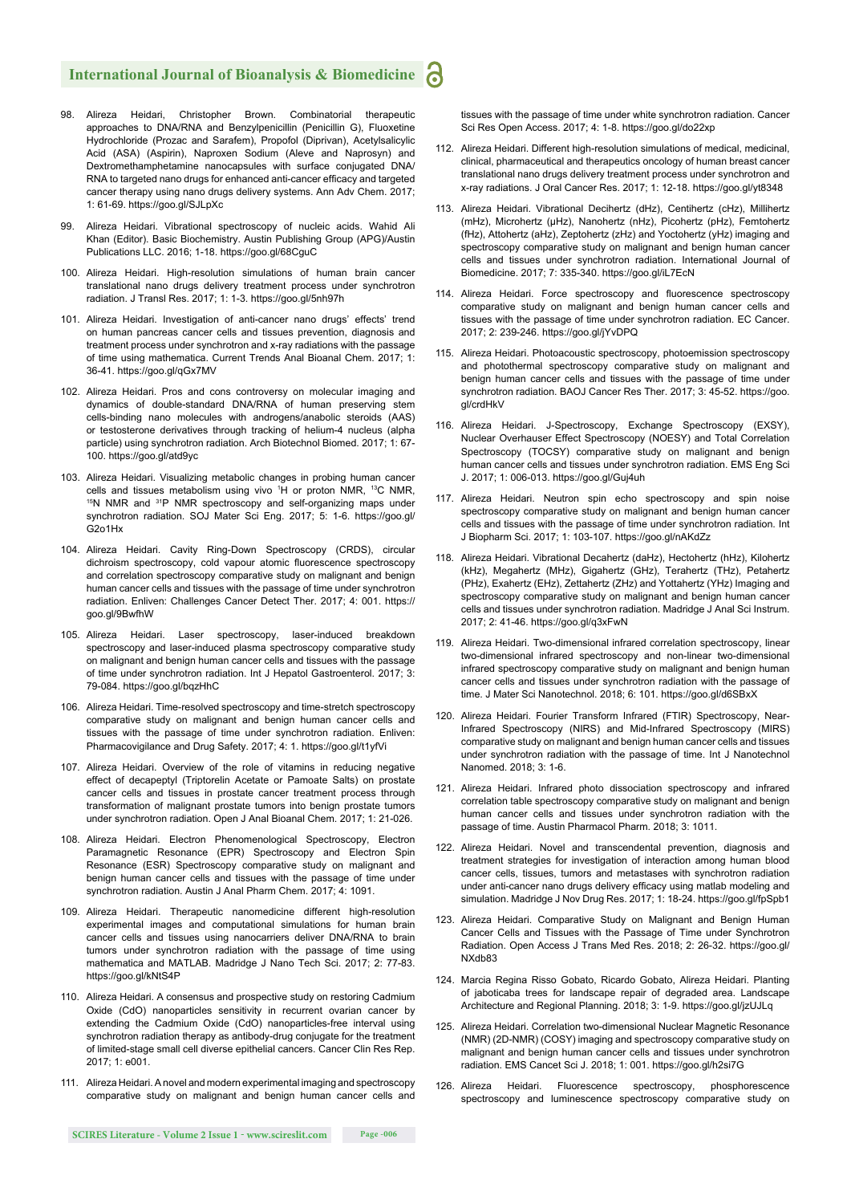98. Alireza Heidari, Christopher Brown. Combinatorial therapeutic approaches to DNA/RNA and Benzylpenicillin (Penicillin G), Fluoxetine Hydrochloride (Prozac and Sarafem), Propofol (Diprivan), Acetylsalicylic Acid (ASA) (Aspirin), Naproxen Sodium (Aleve and Naprosyn) and Dextromethamphetamine nanocapsules with surface conjugated DNA/RNA to targeted nano drugs for enhanced anti-cancer efficacy and targeted cancer therapy using nano drugs delivery systems. Ann Adv Chem. 2017; 1: 61-69. https://goo.gl/SJLpXc

99. Alireza Heidari. Vibrational spectroscopy of nucleic acids. Wahid Ali Khan (Editor). Basic Biochemistry. Austin Publishing Group (APG)/Austin Publications LLC. 2016; 1-18. https://goo.gl/68CguC

100. Alireza Heidari. High-resolution simulations of human brain cancer translational nano drugs delivery treatment process under synchrotron radiation. J Transl Res. 2017; 1: 1-3. https://goo.gl/5nh97h

101. Alireza Heidari. Investigation of anti-cancer nano drugs' effects' trend on human pancreas cancer cells and tissues prevention, diagnosis and treatment process under synchrotron and x-ray radiations with the passage of time using mathematica. Current Trends Anal Bioanal Chem. 2017; 1: 36-41. https://goo.gl/qGx7MV

102. Alireza Heidari. Pros and cons controversy on molecular imaging and dynamics of double-standard DNA/RNA of human preserving stem cells-binding nano molecules with androgens/anabolic steroids (AAS) or testosterone derivatives through tracking of helium-4 nucleus (alpha particle) using synchrotron radiation. Arch Biotechnol Biomed. 2017; 1: 67-100. https://goo.gl/atd9yc

103. Alireza Heidari. Visualizing metabolic changes in probing human cancer cells and tissues metabolism using vivo $^1$H or proton NMR, $^{13}$C NMR, $^{15}$N NMR and $^{31}$P NMR spectroscopy and self-organizing maps under synchrotron radiation. SOJ Mater Sci Eng. 2017; 5: 1-6. https://goo.gl/G2o1Hx

104. Alireza Heidari. Cavity Ring-Down Spectroscopy (CRDS), circular dichroism spectroscopy, cold vapour atomic fluorescence spectroscopy and correlation spectroscopy comparative study on malignant and benign human cancer cells and tissues with the passage of time under synchrotron radiation. Enliven: Challenges Cancer Detect Ther. 2017; 4: 001. https://goo.gl/9BwfhW

105. Alireza Heidari. Laser spectroscopy, laser-induced breakdown spectroscopy and laser-induced plasma spectroscopy comparative study on malignant and benign human cancer cells and tissues with the passage of time under synchrotron radiation. Int J Hepatol Gastroenterol. 2017; 3: 79-084. https://goo.gl/bqzHhC

106. Alireza Heidari. Time-resolved spectroscopy and time-stretch spectroscopy comparative study on malignant and benign human cancer cells and tissues with the passage of time under synchrotron radiation. Enliven: Pharmacovigilance and Drug Safety. 2017; 4: 1. https://goo.gl/t1yfVi

107. Alireza Heidari. Overview of the role of vitamins in reducing negative effect of decapeptyl (Triptorelin Acetate or Pamoate Salts) on prostate cancer cells and tissues in prostate cancer treatment process through transformation of malignant prostate tumors into benign prostate tumors under synchrotron radiation. Open J Anal Bioanal Chem. 2017; 1: 21-026.

108. Alireza Heidari. Electron Phenomenological Spectroscopy, Electron Paramagnetic Resonance (EPR) Spectroscopy and Electron Spin Resonance (ESR) Spectroscopy comparative study on malignant and benign human cancer cells and tissues with the passage of time under synchrotron radiation. Austin J Anal Pharm Chem. 2017; 4: 1091.

109. Alireza Heidari. Therapeutic nanomedicine different high-resolution experimental images and computational simulations for human brain cancer cells and tissues using nanocarriers deliver DNA/RNA to brain tumors under synchrotron radiation with the passage of time using mathematica and MATLAB. Madridge J Nano Tech Sci. 2017; 2: 77-83. https://goo.gl/kNtS4P

110. Alireza Heidari. A consensus and prospective study on restoring Cadmium Oxide (CdO) nanoparticles sensitivity in recurrent ovarian cancer by extending the Cadmium Oxide (CdO) nanoparticles-free interval using synchrotron radiation therapy as antibody-drug conjugate for the treatment of limited-stage small cell diverse epithelial cancers. Cancer Clin Res Rep. 2017; 1: e001.

111. Alireza Heidari. A novel and modern experimental imaging and spectroscopy comparative study on malignant and benign human cancer cells and tissues with the passage of time under white synchrotron radiation. Cancer Sci Res Open Access. 2017; 4: 1-8. https://goo.gl/do22xp

112. Alireza Heidari. Different high-resolution simulations of medical, medicinal, clinical, pharmaceutical and therapeutics oncology of human breast cancer translational nano drugs delivery treatment process under synchrotron and x-ray radiations. J Oral Cancer Res. 2017; 1: 12-18. https://goo.gl/yt8348

113. Alireza Heidari. Vibrational Decihertz (dHz), Centihertz (cHz), Millihertz (mHz), Microhertz (μHz), Nanohertz (nHz), Picohertz (pHz), Femtohertz (fHz), Attohertz (aHz), Zeptohertz (zHz) and Yoctohertz (yHz) imaging and spectroscopy comparative study on malignant and benign human cancer cells and tissues under synchrotron radiation. International Journal of Biomedicine. 2017; 7: 335-340. https://goo.gl/iL7EcN

114. Alireza Heidari. Force spectroscopy and fluorescence spectroscopy comparative study on malignant and benign human cancer cells and tissues with the passage of time under synchrotron radiation. EC Cancer. 2017; 2: 239-246. https://goo.gl/jYvDPQ

115. Alireza Heidari. Photoacoustic spectroscopy, photoemission spectroscopy and photothermal spectroscopy comparative study on malignant and benign human cancer cells and tissues with the passage of time under synchrotron radiation. BAOJ Cancer Res Ther. 2017; 3: 45-52. https://goo.gl/crdHkV

116. Alireza Heidari. J-Spectroscopy, Exchange Spectroscopy (EXSY), Nuclear Overhauser Effect Spectroscopy (NOESY) and Total Correlation Spectroscopy (TOCSY) comparative study on malignant and benign human cancer cells and tissues under synchrotron radiation. EMS Eng Sci J. 2017; 1: 006-013. https://goo.gl/Guj4uh

117. Alireza Heidari. Neutron spin echo spectroscopy and spin noise spectroscopy comparative study on malignant and benign human cancer cells and tissues with the passage of time under synchrotron radiation. Int J Biopharm Sci. 2017; 1: 103-107. https://goo.gl/nAKdZz

118. Alireza Heidari. Vibrational Decahertz (daHz), Hectohertz (hHz), Kilohertz (kHz), Megahertz (MHz), Gigahertz (GHz), Terahertz (THz), Petahertz (PHz), Exahertz (EHz), Zettahertz (ZHz) and Yottahertz (YHz) Imaging and spectroscopy comparative study on malignant and benign human cancer cells and tissues under synchrotron radiation. Madridge J Anal Sci Instrum. 2017; 2: 41-46. https://goo.gl/q3xFwN

119. Alireza Heidari. Two-dimensional infrared correlation spectroscopy, linear two-dimensional infrared spectroscopy and non-linear two-dimensional infrared spectroscopy comparative study on malignant and benign human cancer cells and tissues under synchrotron radiation with the passage of time. J Mater Sci Nanotechnol. 2018; 6: 101. https://goo.gl/d6SBxX

120. Alireza Heidari. Fourier Transform Infrared (FTIR) Spectroscopy, Near-Infrared Spectroscopy (NIRS) and Mid-Infrared Spectroscopy (MIRS) comparative study on malignant and benign human cancer cells and tissues under synchrotron radiation with the passage of time. Int J Nanotechnol Nanomed. 2018; 3: 1-6.

121. Alireza Heidari. Infrared photo dissociation spectroscopy and infrared correlation table spectroscopy comparative study on malignant and benign human cancer cells and tissues under synchrotron radiation with the passage of time. Austin Pharmacol Pharm. 2018; 3: 1011.

122. Alireza Heidari. Novel and transcendental prevention, diagnosis and treatment strategies for investigation of interaction among human blood cancer cells, tissues, tumors and metastases with synchrotron radiation under anti-cancer nano drugs delivery efficacy using matlab modeling and simulation. Madridge J Nov Drug Res. 2017; 1: 18-24. https://goo.gl/fpSpb1

123. Alireza Heidari. Comparative Study on Malignant and Benign Human Cancer Cells and Tissues with the Passage of Time under Synchrotron Radiation. Open Access J Trans Med Res. 2018; 2: 26-32. https://goo.gl/NXdb83

124. Marcia Regina Risso Gobato, Ricardo Gobato, Alireza Heidari. Planting of jaboticaba trees for landscape repair of degraded area. Landscape Architecture and Regional Planning. 2018; 3: 1-9. https://goo.gl/jzUJLq

125. Alireza Heidari. Correlation two-dimensional Nuclear Magnetic Resonance (NMR) (2D-NMR) (COSY) imaging and spectroscopy comparative study on malignant and benign human cancer cells and tissues under synchrotron radiation. EMS Cancet Sci J. 2018; 1: 001. https://goo.gl/h2si7G

126. Alireza Heidari. Fluorescence spectroscopy, phosphorescence spectroscopy and luminescence spectroscopy comparative study on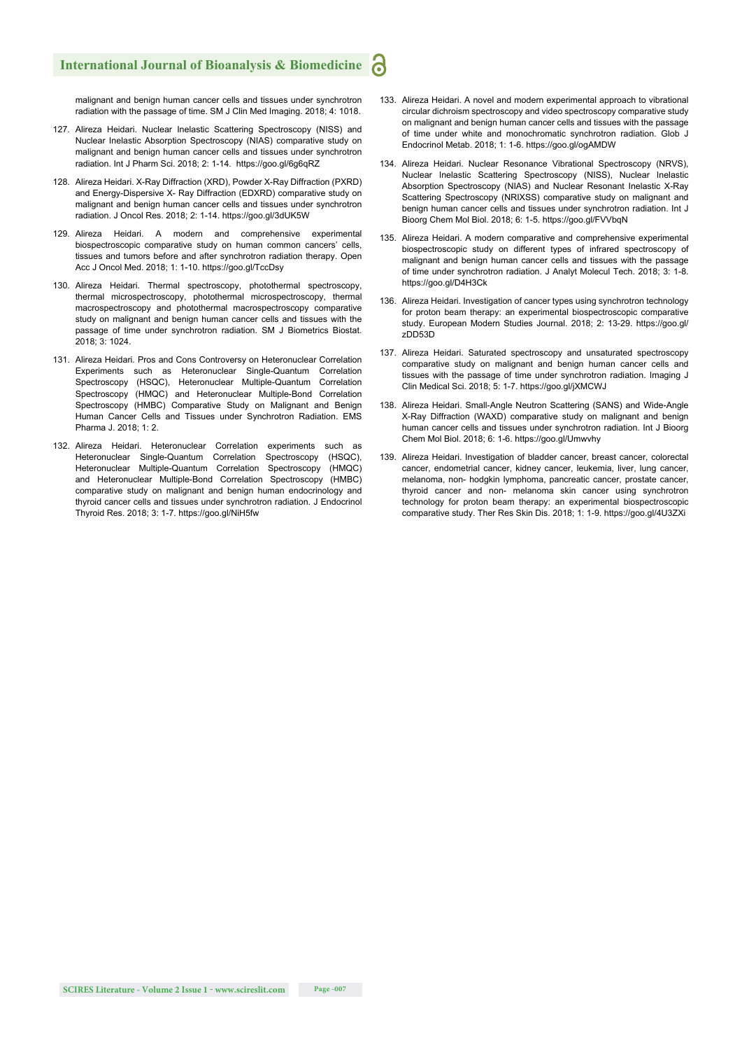malignant and benign human cancer cells and tissues under synchrotron radiation with the passage of time. SM J Clin Med Imaging. 2018; 4: 1018.

127. Alireza Heidari. Nuclear Inelastic Scattering Spectroscopy (NISS) and Nuclear Inelastic Absorption Spectroscopy (NIAS) comparative study on malignant and benign human cancer cells and tissues under synchrotron radiation. Int J Pharm Sci. 2018; 2: 1-14. https://goo.gl/6g6qRZ

128. Alireza Heidari. X-Ray Diffraction (XRD), Powder X-Ray Diffraction (PXRD) and Energy-Dispersive X- Ray Diffraction (EDXRD) comparative study on malignant and benign human cancer cells and tissues under synchrotron radiation. J Oncol Res. 2018; 2: 1-14. https://goo.gl/3dUK5W

129. Alireza Heidari. A modern and comprehensive experimental biospectroscopic comparative study on human common cancers' cells, tissues and tumors before and after synchrotron radiation therapy. Open Acc J Oncol Med. 2018; 1: 1-10. https://goo.gl/TccDsy

130. Alireza Heidari. Thermal spectroscopy, photothermal spectroscopy, thermal microspectroscopy, photothermal microspectroscopy, thermal macrospectroscopy and photothermal macrospectroscopy comparative study on malignant and benign human cancer cells and tissues with the passage of time under synchrotron radiation. SM J Biometrics Biostat. 2018; 3: 1024.

131. Alireza Heidari. Pros and Cons Controversy on Heteronuclear Correlation Experiments such as Heteronuclear Single-Quantum Correlation Spectroscopy (HSQC), Heteronuclear Multiple-Quantum Correlation Spectroscopy (HMQC) and Heteronuclear Multiple-Bond Correlation Spectroscopy (HMBC) Comparative Study on Malignant and Benign Human Cancer Cells and Tissues under Synchrotron Radiation. EMS Pharma J. 2018; 1: 2.

132. Alireza Heidari. Heteronuclear Correlation experiments such as Heteronuclear Single-Quantum Correlation Spectroscopy (HSQC), Heteronuclear Multiple-Quantum Correlation Spectroscopy (HMQC) and Heteronuclear Multiple-Bond Correlation Spectroscopy (HMBC) comparative study on malignant and benign human endocrinology and thyroid cancer cells and tissues under synchrotron radiation. J Endocrinol Thyroid Res. 2018; 3: 1-7. https://goo.gl/NiH5fw

133. Alireza Heidari. A novel and modern experimental approach to vibrational circular dichroism spectroscopy and video spectroscopy comparative study on malignant and benign human cancer cells and tissues with the passage of time under white and monochromatic synchrotron radiation. Glob J Endocrinol Metab. 2018; 1: 1-6. https://goo.gl/ogAMDW

134. Alireza Heidari. Nuclear Resonance Vibrational Spectroscopy (NRVS), Nuclear Inelastic Scattering Spectroscopy (NISS), Nuclear Inelastic Absorption Spectroscopy (NIAS) and Nuclear Resonant Inelastic X-Ray Scattering Spectroscopy (NRIXSS) comparative study on malignant and benign human cancer cells and tissues under synchrotron radiation. Int J Bioorg Chem Mol Biol. 2018; 6: 1-5. https://goo.gl/FVVbqN

135. Alireza Heidari. A modern comparative and comprehensive experimental biospectroscopic study on different types of infrared spectroscopy of malignant and benign human cancer cells and tissues with the passage of time under synchrotron radiation. J Analyt Molecul Tech. 2018; 3: 1-8. https://goo.gl/D4H3Ck

136. Alireza Heidari. Investigation of cancer types using synchrotron technology for proton beam therapy: an experimental biospectroscopic comparative study. European Modern Studies Journal. 2018; 2: 13-29. https://goo.gl/zDD53D

137. Alireza Heidari. Saturated spectroscopy and unsaturated spectroscopy comparative study on malignant and benign human cancer cells and tissues with the passage of time under synchrotron radiation. Imaging J Clin Medical Sci. 2018; 5: 1-7. https://goo.gl/jXMCWJ

138. Alireza Heidari. Small-Angle Neutron Scattering (SANS) and Wide-Angle X-Ray Diffraction (WAXD) comparative study on malignant and benign human cancer cells and tissues under synchrotron radiation. Int J Bioorg Chem Mol Biol. 2018; 6: 1-6. https://goo.gl/Umwvhy

139. Alireza Heidari. Investigation of bladder cancer, breast cancer, colorectal cancer, endometrial cancer, kidney cancer, leukemia, liver, lung cancer, melanoma, non- hodgkin lymphoma, pancreatic cancer, prostate cancer, thyroid cancer and non- melanoma skin cancer using synchrotron technology for proton beam therapy: an experimental biospectroscopic comparative study. Ther Res Skin Dis. 2018; 1: 1-9. https://goo.gl/4U3ZXi